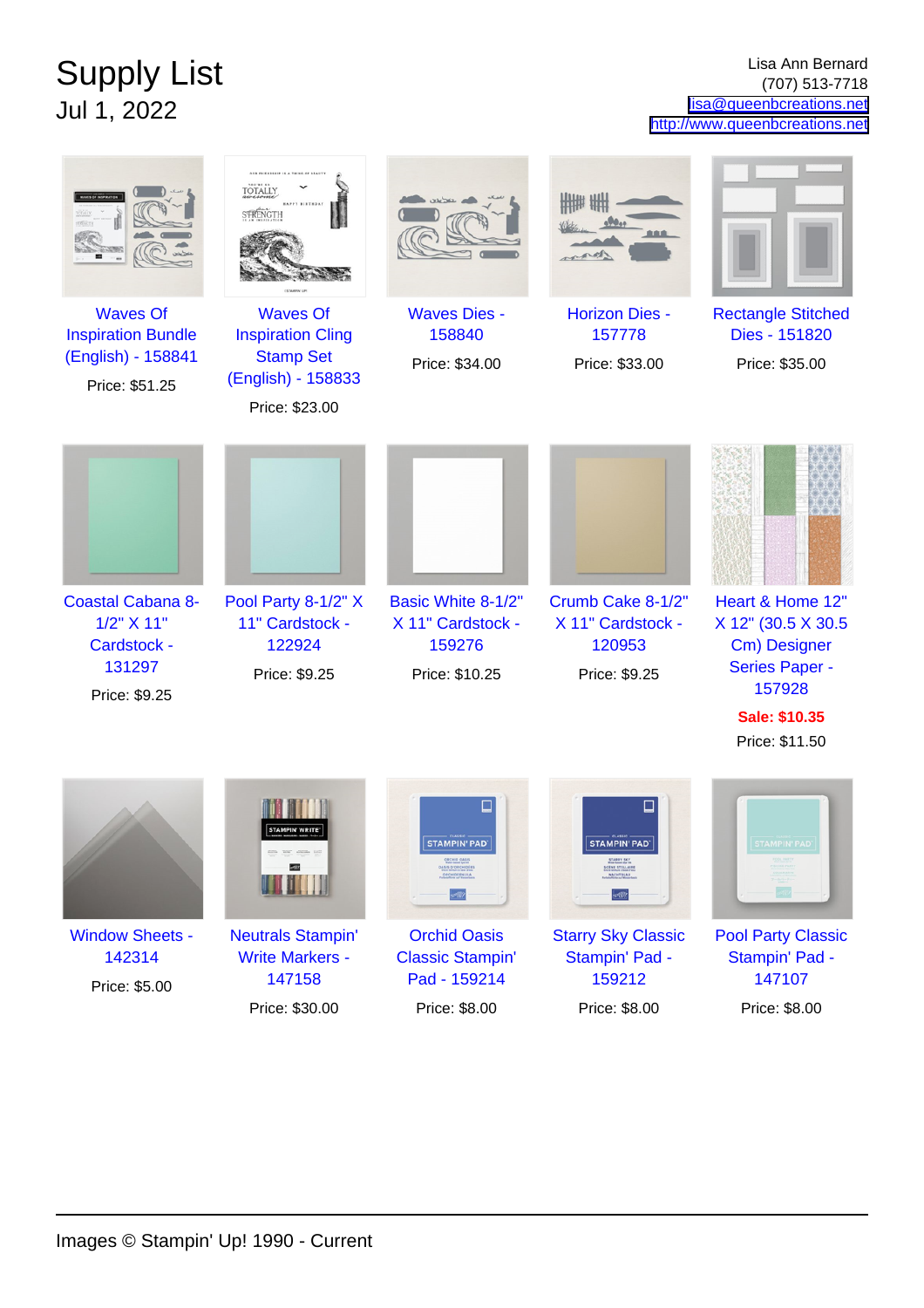# Supply List

## Jul 1, 2022

Lisa Ann Bernard
(707) 513-7718
lisa@queenbcreations.net
http://www.queenbcreations.net

Waves Of Inspiration Bundle (English) - 158841
Price: $51.25

Waves Of Inspiration Cling Stamp Set (English) - 158833
Price: $23.00

Waves Dies - 158840
Price: $34.00

Horizon Dies - 157778
Price: $33.00

Rectangle Stitched Dies - 151820
Price: $35.00

Coastal Cabana 8-1/2" X 11" Cardstock - 131297
Price: $9.25

Pool Party 8-1/2" X 11" Cardstock - 122924
Price: $9.25

Basic White 8-1/2" X 11" Cardstock - 159276
Price: $10.25

Crumb Cake 8-1/2" X 11" Cardstock - 120953
Price: $9.25

Heart & Home 12" X 12" (30.5 X 30.5 Cm) Designer Series Paper - 157928
**Sale: $10.35**
Price: $11.50

Window Sheets - 142314
Price: $5.00

Neutrals Stampin' Write Markers - 147158
Price: $30.00

Orchid Oasis Classic Stampin' Pad - 159214
Price: $8.00

Starry Sky Classic Stampin' Pad - 159212
Price: $8.00

Pool Party Classic Stampin' Pad - 147107
Price: $8.00

Images © Stampin' Up! 1990 - Current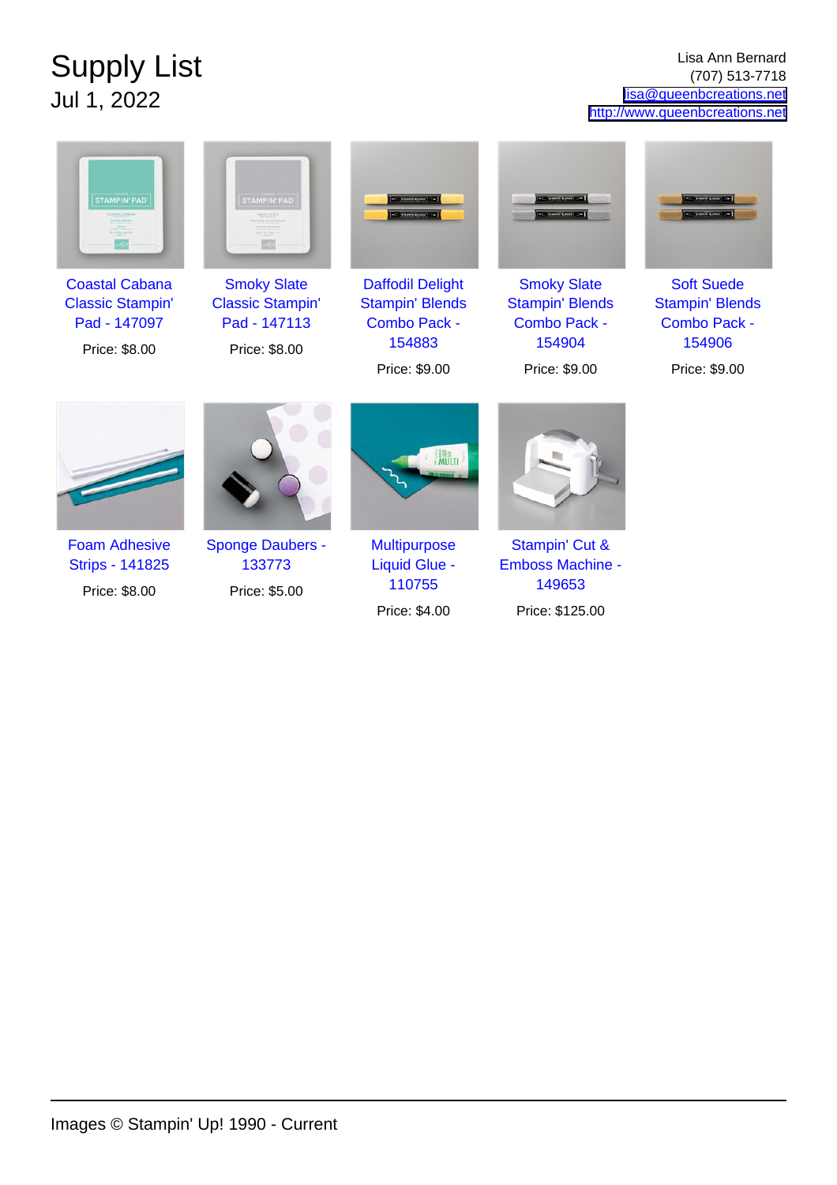# Supply List

Jul 1, 2022

Lisa Ann Bernard
(707) 513-7718
lisa@queenbcreations.net
http://www.queenbcreations.net

Coastal Cabana Classic Stampin' Pad - 147097
Price: $8.00

Smoky Slate Classic Stampin' Pad - 147113
Price: $8.00

Daffodil Delight Stampin' Blends Combo Pack - 154883
Price: $9.00

Smoky Slate Stampin' Blends Combo Pack - 154904
Price: $9.00

Soft Suede Stampin' Blends Combo Pack - 154906
Price: $9.00

Foam Adhesive Strips - 141825
Price: $8.00

Sponge Daubers - 133773
Price: $5.00

Multipurpose Liquid Glue - 110755
Price: $4.00

Stampin' Cut & Emboss Machine - 149653
Price: $125.00

Images © Stampin' Up! 1990 - Current